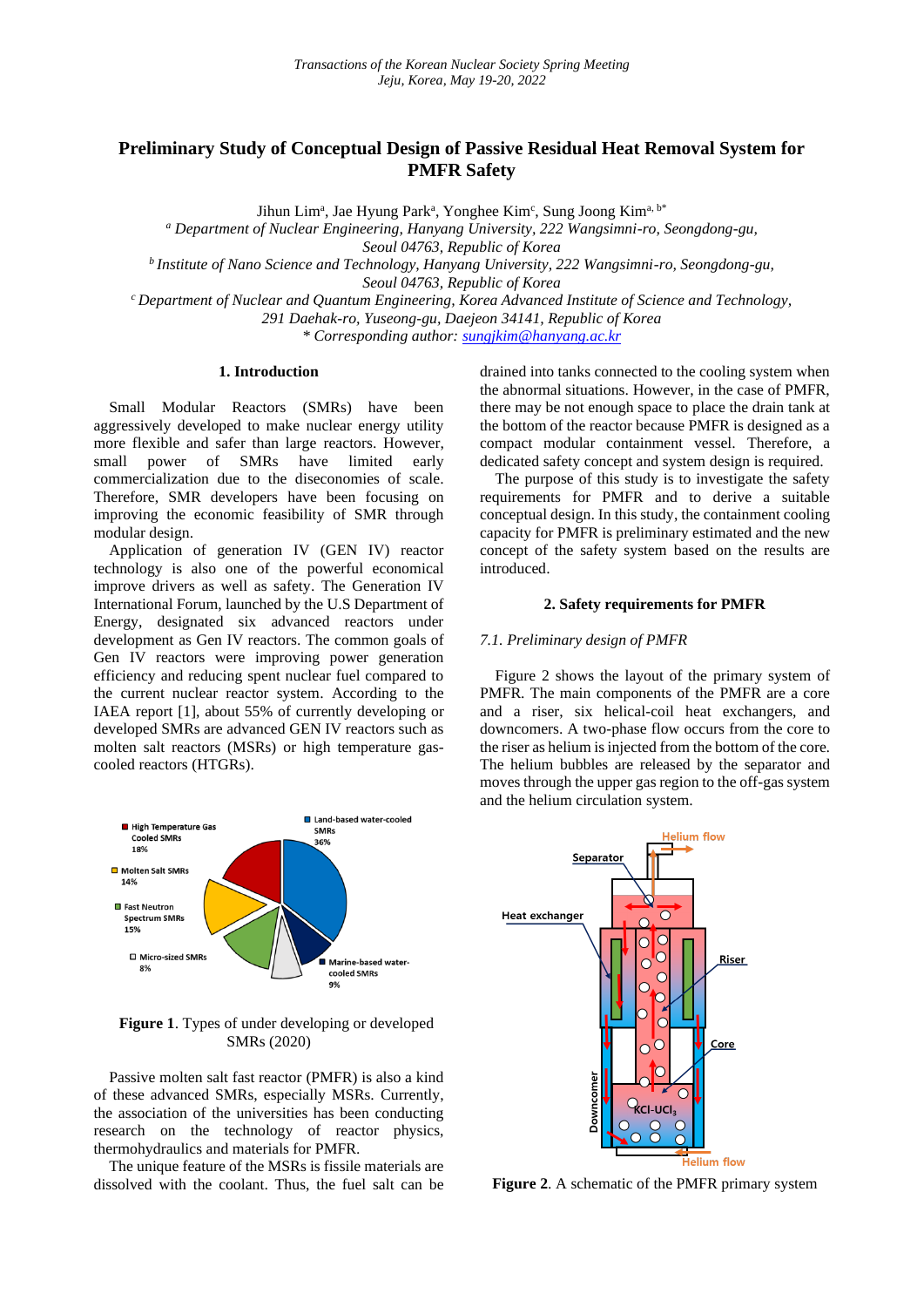# Preliminary Study of Conceptual Design of Passive Residual Heat Removal System for PMFR Safety

Jihun Lim[a], Jae Hyung Park[a], Yonghee Kim[c], Sung Joong Kim[a, b*]

[a] *Department of Nuclear Engineering, Hanyang University, 222 Wangsimni-ro, Seongdong-gu, Seoul 04763, Republic of Korea*

[b] *Institute of Nano Science and Technology, Hanyang University, 222 Wangsimni-ro, Seongdong-gu, Seoul 04763, Republic of Korea*

[c] *Department of Nuclear and Quantum Engineering, Korea Advanced Institute of Science and Technology, 291 Daehak-ro, Yuseong-gu, Daejeon 34141, Republic of Korea*

*\* Corresponding author: sungjkim@hanyang.ac.kr*

## 1. Introduction

Small Modular Reactors (SMRs) have been aggressively developed to make nuclear energy utility more flexible and safer than large reactors. However, small power of SMRs have limited early commercialization due to the diseconomies of scale. Therefore, SMR developers have been focusing on improving the economic feasibility of SMR through modular design.

Application of generation IV (GEN IV) reactor technology is also one of the powerful economical improve drivers as well as safety. The Generation IV International Forum, launched by the U.S Department of Energy, designated six advanced reactors under development as Gen IV reactors. The common goals of Gen IV reactors were improving power generation efficiency and reducing spent nuclear fuel compared to the current nuclear reactor system. According to the IAEA report [1], about 55% of currently developing or developed SMRs are advanced GEN IV reactors such as molten salt reactors (MSRs) or high temperature gas-cooled reactors (HTGRs).

**Figure 1**. Types of under developing or developed SMRs (2020)

Passive molten salt fast reactor (PMFR) is also a kind of these advanced SMRs, especially MSRs. Currently, the association of the universities has been conducting research on the technology of reactor physics, thermohydraulics and materials for PMFR.

The unique feature of the MSRs is fissile materials are dissolved with the coolant. Thus, the fuel salt can be drained into tanks connected to the cooling system when the abnormal situations. However, in the case of PMFR, there may be not enough space to place the drain tank at the bottom of the reactor because PMFR is designed as a compact modular containment vessel. Therefore, a dedicated safety concept and system design is required.

The purpose of this study is to investigate the safety requirements for PMFR and to derive a suitable conceptual design. In this study, the containment cooling capacity for PMFR is preliminary estimated and the new concept of the safety system based on the results are introduced.

## 2. Safety requirements for PMFR

### *7.1. Preliminary design of PMFR*

Figure 2 shows the layout of the primary system of PMFR. The main components of the PMFR are a core and a riser, six helical-coil heat exchangers, and downcomers. A two-phase flow occurs from the core to the riser as helium is injected from the bottom of the core. The helium bubbles are released by the separator and moves through the upper gas region to the off-gas system and the helium circulation system.

**Figure 2**. A schematic of the PMFR primary system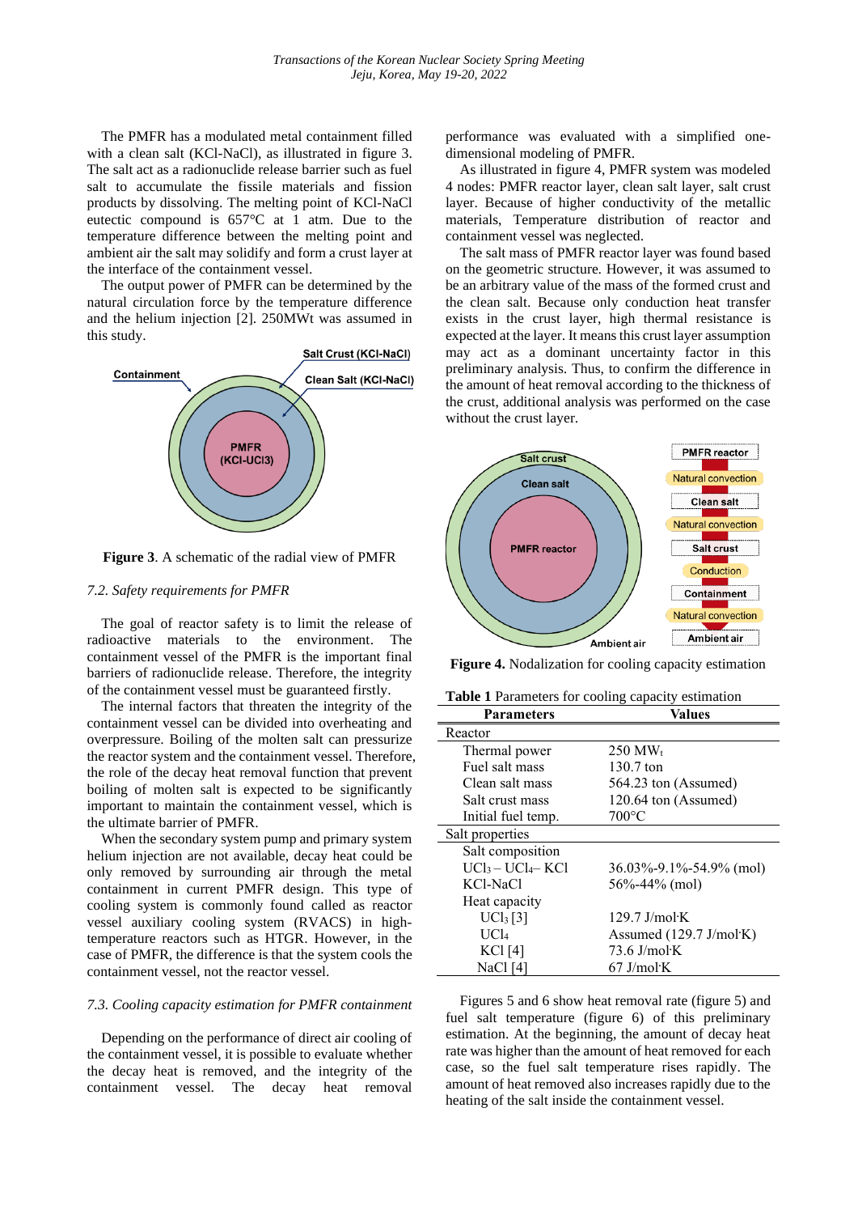The PMFR has a modulated metal containment filled with a clean salt (KCl-NaCl), as illustrated in figure 3. The salt act as a radionuclide release barrier such as fuel salt to accumulate the fissile materials and fission products by dissolving. The melting point of KCl-NaCl eutectic compound is 657°C at 1 atm. Due to the temperature difference between the melting point and ambient air the salt may solidify and form a crust layer at the interface of the containment vessel.

The output power of PMFR can be determined by the natural circulation force by the temperature difference and the helium injection [2]. 250MWt was assumed in this study.

**Figure 3**. A schematic of the radial view of PMFR

### *7.2. Safety requirements for PMFR*

The goal of reactor safety is to limit the release of radioactive materials to the environment. The containment vessel of the PMFR is the important final barriers of radionuclide release. Therefore, the integrity of the containment vessel must be guaranteed firstly.

The internal factors that threaten the integrity of the containment vessel can be divided into overheating and overpressure. Boiling of the molten salt can pressurize the reactor system and the containment vessel. Therefore, the role of the decay heat removal function that prevent boiling of molten salt is expected to be significantly important to maintain the containment vessel, which is the ultimate barrier of PMFR.

When the secondary system pump and primary system helium injection are not available, decay heat could be only removed by surrounding air through the metal containment in current PMFR design. This type of cooling system is commonly found called as reactor vessel auxiliary cooling system (RVACS) in high-temperature reactors such as HTGR. However, in the case of PMFR, the difference is that the system cools the containment vessel, not the reactor vessel.

### *7.3. Cooling capacity estimation for PMFR containment*

Depending on the performance of direct air cooling of the containment vessel, it is possible to evaluate whether the decay heat is removed, and the integrity of the containment vessel. The decay heat removal performance was evaluated with a simplified one-dimensional modeling of PMFR.

As illustrated in figure 4, PMFR system was modeled 4 nodes: PMFR reactor layer, clean salt layer, salt crust layer. Because of higher conductivity of the metallic materials, Temperature distribution of reactor and containment vessel was neglected.

The salt mass of PMFR reactor layer was found based on the geometric structure. However, it was assumed to be an arbitrary value of the mass of the formed crust and the clean salt. Because only conduction heat transfer exists in the crust layer, high thermal resistance is expected at the layer. It means this crust layer assumption may act as a dominant uncertainty factor in this preliminary analysis. Thus, to confirm the difference in the amount of heat removal according to the thickness of the crust, additional analysis was performed on the case without the crust layer.

**Figure 4.** Nodalization for cooling capacity estimation

**Table 1** Parameters for cooling capacity estimation

| Parameters | Values |
|---|---|
| Reactor | |
| Thermal power | 250 $MW_t$ |
| Fuel salt mass | 130.7 ton |
| Clean salt mass | 564.23 ton (Assumed) |
| Salt crust mass | 120.64 ton (Assumed) |
| Initial fuel temp. | 700°C |
| Salt properties | |
| Salt composition | |
| $UCl_3 - UCl_4 - KCl$ | 36.03%-9.1%-54.9% (mol) |
| KCl-NaCl | 56%-44% (mol) |
| Heat capacity | |
| $UCl_3$ [3] | 129.7 J/mol·K |
| $UCl_4$ | Assumed (129.7 J/mol·K) |
| KCl [4] | 73.6 J/mol·K |
| NaCl [4] | 67 J/mol·K |

Figures 5 and 6 show heat removal rate (figure 5) and fuel salt temperature (figure 6) of this preliminary estimation. At the beginning, the amount of decay heat rate was higher than the amount of heat removed for each case, so the fuel salt temperature rises rapidly. The amount of heat removed also increases rapidly due to the heating of the salt inside the containment vessel.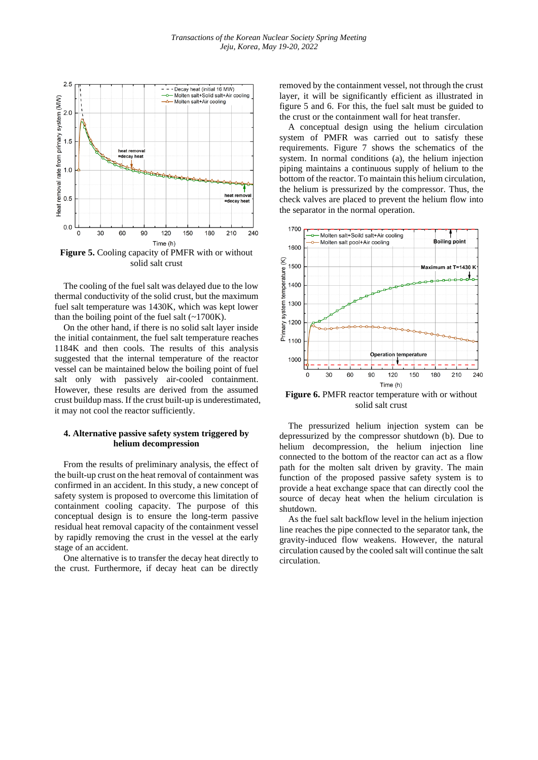**Figure 5.** Cooling capacity of PMFR with or without solid salt crust

The cooling of the fuel salt was delayed due to the low thermal conductivity of the solid crust, but the maximum fuel salt temperature was 1430K, which was kept lower than the boiling point of the fuel salt (~1700K).

On the other hand, if there is no solid salt layer inside the initial containment, the fuel salt temperature reaches 1184K and then cools. The results of this analysis suggested that the internal temperature of the reactor vessel can be maintained below the boiling point of fuel salt only with passively air-cooled containment. However, these results are derived from the assumed crust buildup mass. If the crust built-up is underestimated, it may not cool the reactor sufficiently.

## 4. Alternative passive safety system triggered by helium decompression

From the results of preliminary analysis, the effect of the built-up crust on the heat removal of containment was confirmed in an accident. In this study, a new concept of safety system is proposed to overcome this limitation of containment cooling capacity. The purpose of this conceptual design is to ensure the long-term passive residual heat removal capacity of the containment vessel by rapidly removing the crust in the vessel at the early stage of an accident.

One alternative is to transfer the decay heat directly to the crust. Furthermore, if decay heat can be directly removed by the containment vessel, not through the crust layer, it will be significantly efficient as illustrated in figure 5 and 6. For this, the fuel salt must be guided to the crust or the containment wall for heat transfer.

A conceptual design using the helium circulation system of PMFR was carried out to satisfy these requirements. Figure 7 shows the schematics of the system. In normal conditions (a), the helium injection piping maintains a continuous supply of helium to the bottom of the reactor. To maintain this helium circulation, the helium is pressurized by the compressor. Thus, the check valves are placed to prevent the helium flow into the separator in the normal operation.

**Figure 6.** PMFR reactor temperature with or without solid salt crust

The pressurized helium injection system can be depressurized by the compressor shutdown (b). Due to helium decompression, the helium injection line connected to the bottom of the reactor can act as a flow path for the molten salt driven by gravity. The main function of the proposed passive safety system is to provide a heat exchange space that can directly cool the source of decay heat when the helium circulation is shutdown.

As the fuel salt backflow level in the helium injection line reaches the pipe connected to the separator tank, the gravity-induced flow weakens. However, the natural circulation caused by the cooled salt will continue the salt circulation.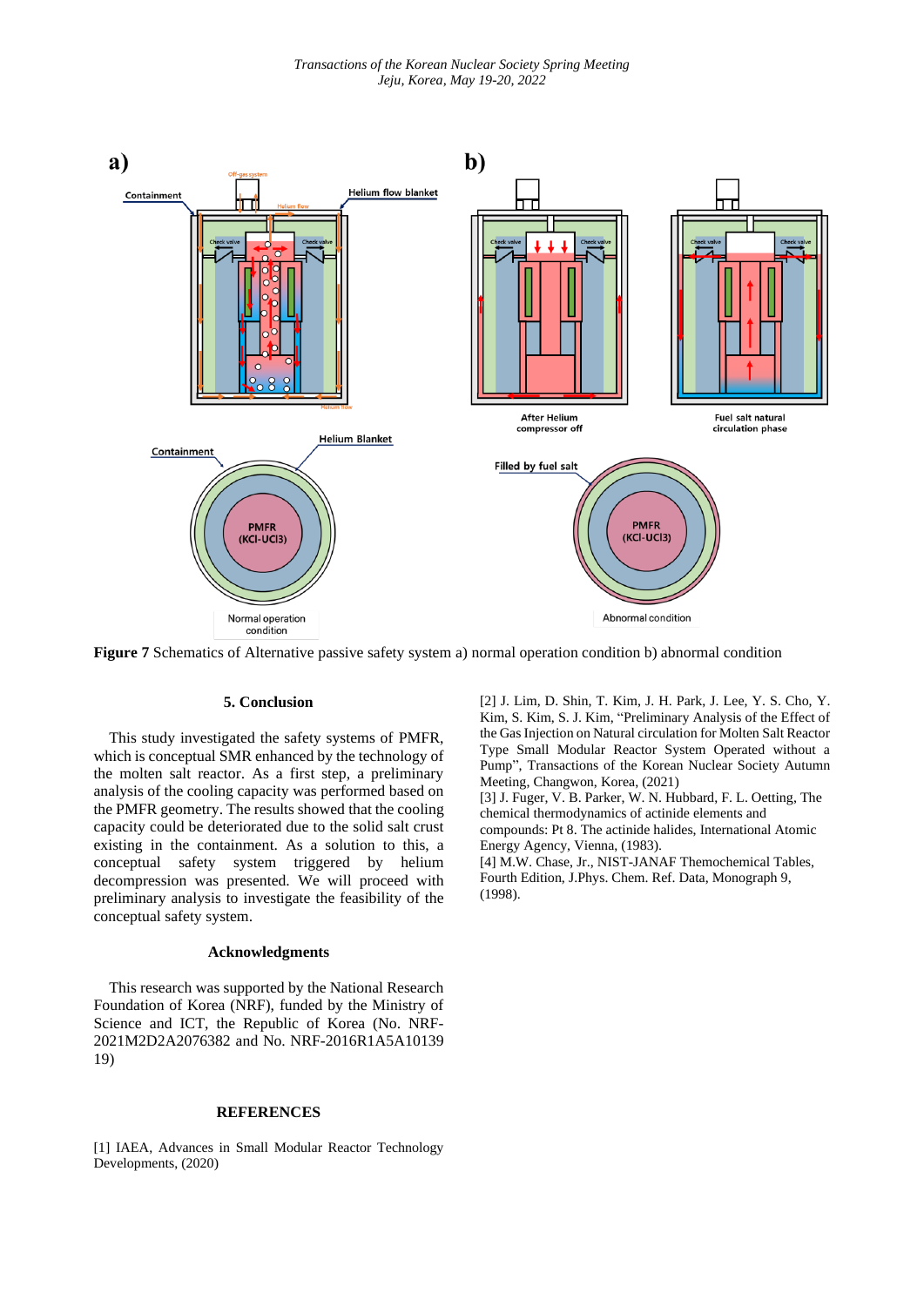a)

Containment

Off-gas system

Helium flow blanket

Helium flow

Check valve

Check valve

Helium flow

b)

Check valve

Check valve

After Helium compressor off

Check valve

Check valve

Fuel salt natural circulation phase

Containment

Helium Blanket

PMFR (KCl-UCl3)

Normal operation condition

Filled by fuel salt

PMFR (KCl-UCl3)

Abnormal condition

**Figure 7** Schematics of Alternative passive safety system a) normal operation condition b) abnormal condition

## 5. Conclusion

This study investigated the safety systems of PMFR, which is conceptual SMR enhanced by the technology of the molten salt reactor. As a first step, a preliminary analysis of the cooling capacity was performed based on the PMFR geometry. The results showed that the cooling capacity could be deteriorated due to the solid salt crust existing in the containment. As a solution to this, a conceptual safety system triggered by helium decompression was presented. We will proceed with preliminary analysis to investigate the feasibility of the conceptual safety system.

## Acknowledgments

This research was supported by the National Research Foundation of Korea (NRF), funded by the Ministry of Science and ICT, the Republic of Korea (No. NRF-2021M2D2A2076382 and No. NRF-2016R1A5A10139 19)

## REFERENCES

[1] IAEA, Advances in Small Modular Reactor Technology Developments, (2020)

[2] J. Lim, D. Shin, T. Kim, J. H. Park, J. Lee, Y. S. Cho, Y. Kim, S. Kim, S. J. Kim, "Preliminary Analysis of the Effect of the Gas Injection on Natural circulation for Molten Salt Reactor Type Small Modular Reactor System Operated without a Pump", Transactions of the Korean Nuclear Society Autumn Meeting, Changwon, Korea, (2021)

[3] J. Fuger, V. B. Parker, W. N. Hubbard, F. L. Oetting, The chemical thermodynamics of actinide elements and compounds: Pt 8. The actinide halides, International Atomic Energy Agency, Vienna, (1983).

[4] M.W. Chase, Jr., NIST-JANAF Themochemical Tables, Fourth Edition, J.Phys. Chem. Ref. Data, Monograph 9, (1998).